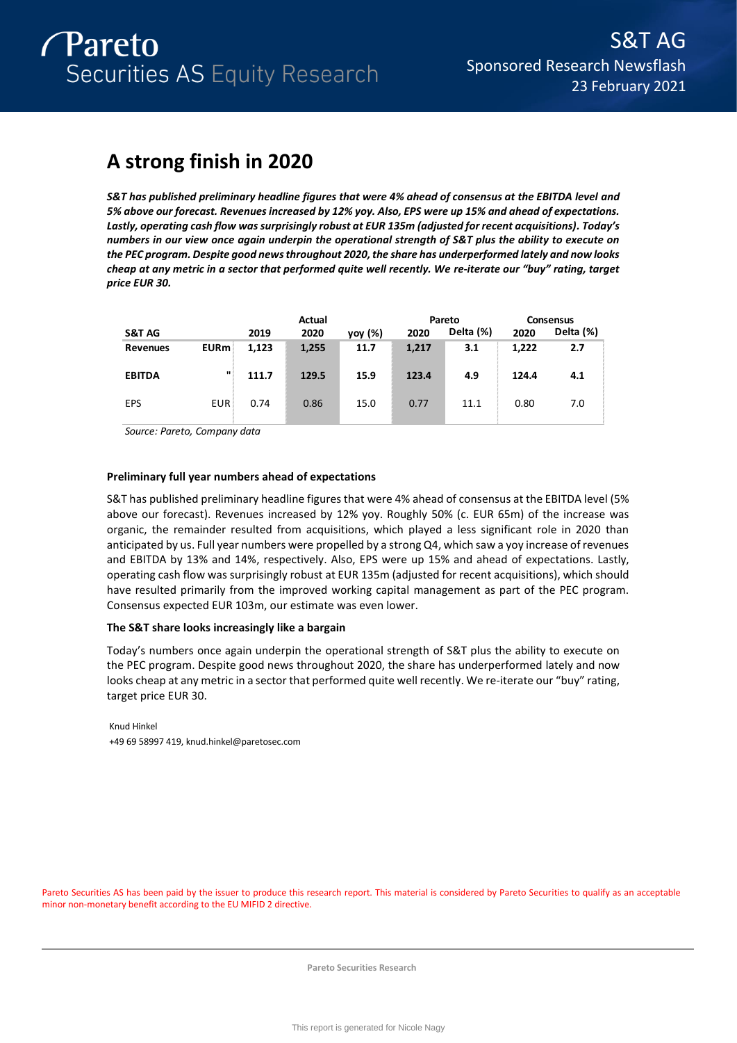Pareto Securities AS Equity Research

S&T AG
Sponsored Research Newsflash
23 February 2021

# A strong finish in 2020

***S&T has published preliminary headline figures that were 4% ahead of consensus at the EBITDA level and 5% above our forecast. Revenues increased by 12% yoy. Also, EPS were up 15% and ahead of expectations. Lastly, operating cash flow was surprisingly robust at EUR 135m (adjusted for recent acquisitions). Today's numbers in our view once again underpin the operational strength of S&T plus the ability to execute on the PEC program. Despite good news throughout 2020, the share has underperformed lately and now looks cheap at any metric in a sector that performed quite well recently. We re-iterate our "buy" rating, target price EUR 30.***

| S&T AG | | 2019 | Actual 2020 | yoy (%) | Pareto 2020 | Delta (%) | Consensus 2020 | Delta (%) |
|---|---|---|---|---|---|---|---|---|
| **Revenues** | **EURm** | **1,123** | **1,255** | **11.7** | **1,217** | **3.1** | **1,222** | **2.7** |
| **EBITDA** | **"** | **111.7** | **129.5** | **15.9** | **123.4** | **4.9** | **124.4** | **4.1** |
| EPS | EUR | 0.74 | 0.86 | 15.0 | 0.77 | 11.1 | 0.80 | 7.0 |

*Source: Pareto, Company data*

### Preliminary full year numbers ahead of expectations

S&T has published preliminary headline figures that were 4% ahead of consensus at the EBITDA level (5% above our forecast). Revenues increased by 12% yoy. Roughly 50% (c. EUR 65m) of the increase was organic, the remainder resulted from acquisitions, which played a less significant role in 2020 than anticipated by us. Full year numbers were propelled by a strong Q4, which saw a yoy increase of revenues and EBITDA by 13% and 14%, respectively. Also, EPS were up 15% and ahead of expectations. Lastly, operating cash flow was surprisingly robust at EUR 135m (adjusted for recent acquisitions), which should have resulted primarily from the improved working capital management as part of the PEC program. Consensus expected EUR 103m, our estimate was even lower.

### The S&T share looks increasingly like a bargain

Today's numbers once again underpin the operational strength of S&T plus the ability to execute on the PEC program. Despite good news throughout 2020, the share has underperformed lately and now looks cheap at any metric in a sector that performed quite well recently. We re-iterate our "buy" rating, target price EUR 30.

Knud Hinkel
+49 69 58997 419, knud.hinkel@paretosec.com

Pareto Securities AS has been paid by the issuer to produce this research report. This material is considered by Pareto Securities to qualify as an acceptable minor non-monetary benefit according to the EU MIFID 2 directive.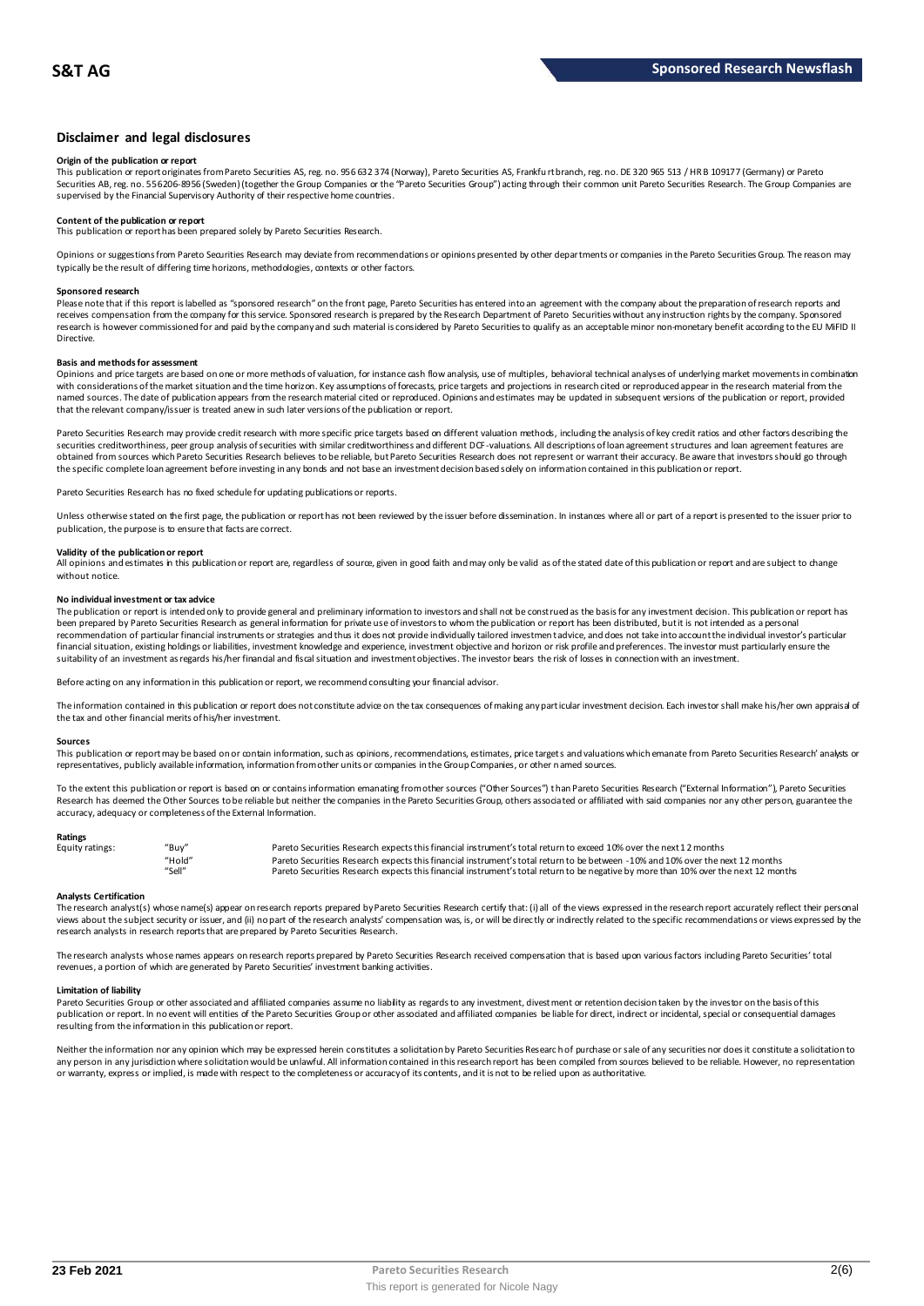## Disclaimer and legal disclosures

### Origin of the publication or report

This publication or report originates from Pareto Securities AS, reg. no. 956 632 374 (Norway), Pareto Securities AS, Frankfurt branch, reg. no. DE 320 965 513 / HR B 109177 (Germany) or Pareto Securities AB, reg. no. 556206-8956 (Sweden) (together the Group Companies or the "Pareto Securities Group") acting through their common unit Pareto Securities Research. The Group Companies are supervised by the Financial Supervisory Authority of their respective home countries.

### Content of the publication or report

This publication or report has been prepared solely by Pareto Securities Research.

Opinions or suggestions from Pareto Securities Research may deviate from recommendations or opinions presented by other departments or companies in the Pareto Securities Group. The reason may typically be the result of differing time horizons, methodologies, contexts or other factors.

### Sponsored research

Please note that if this report is labelled as "sponsored research" on the front page, Pareto Securities has entered into an agreement with the company about the preparation of research reports and receives compensation from the company for this service. Sponsored research is prepared by the Research Department of Pareto Securities without any instruction rights by the company. Sponsored research is however commissioned for and paid by the company and such material is considered by Pareto Securities to qualify as an acceptable minor non-monetary benefit according to the EU MiFID II Directive.

### Basis and methods for assessment

Opinions and price targets are based on one or more methods of valuation, for instance cash flow analysis, use of multiples, behavioral technical analyses of underlying market movements in combination with considerations of the market situation and the time horizon. Key assumptions of forecasts, price targets and projections in research cited or reproduced appear in the research material from the named sources. The date of publication appears from the research material cited or reproduced. Opinions and estimates may be updated in subsequent versions of the publication or report, provided that the relevant company/issuer is treated anew in such later versions of the publication or report.

Pareto Securities Research may provide credit research with more specific price targets based on different valuation methods, including the analysis of key credit ratios and other factors describing the securities creditworthiness, peer group analysis of securities with similar creditworthiness and different DCF-valuations. All descriptions of loan agreement structures and loan agreement features are obtained from sources which Pareto Securities Research believes to be reliable, but Pareto Securities Research does not represent or warrant their accuracy. Be aware that investors should go through the specific complete loan agreement before investing in any bonds and not base an investment decision based solely on information contained in this publication or report.

Pareto Securities Research has no fixed schedule for updating publications or reports.

Unless otherwise stated on the first page, the publication or report has not been reviewed by the issuer before dissemination. In instances where all or part of a report is presented to the issuer prior to publication, the purpose is to ensure that facts are correct.

### Validity of the publication or report

All opinions and estimates in this publication or report are, regardless of source, given in good faith and may only be valid as of the stated date of this publication or report and are subject to change without notice.

### No individual investment or tax advice

The publication or report is intended only to provide general and preliminary information to investors and shall not be construed as the basis for any investment decision. This publication or report has been prepared by Pareto Securities Research as general information for private use of investors to whom the publication or report has been distributed, but it is not intended as a personal recommendation of particular financial instruments or strategies and thus it does not provide individually tailored investment advice, and does not take into account the individual investor's particular financial situation, existing holdings or liabilities, investment knowledge and experience, investment objective and horizon or risk profile and preferences. The investor must particularly ensure the suitability of an investment as regards his/her financial and fiscal situation and investment objectives. The investor bears the risk of losses in connection with an investment.

Before acting on any information in this publication or report, we recommend consulting your financial advisor.

The information contained in this publication or report does not constitute advice on the tax consequences of making any particular investment decision. Each investor shall make his/her own appraisal of the tax and other financial merits of his/her investment.

### Sources

This publication or report may be based on or contain information, such as opinions, recommendations, estimates, price targets and valuations which emanate from Pareto Securities Research' analysts or representatives, publicly available information, information from other units or companies in the Group Companies, or other named sources.

To the extent this publication or report is based on or contains information emanating from other sources ("Other Sources") than Pareto Securities Research ("External Information"), Pareto Securities Research has deemed the Other Sources to be reliable but neither the companies in the Pareto Securities Group, others associated or affiliated with said companies nor any other person, guarantee the accuracy, adequacy or completeness of the External Information.

### Ratings

| Equity ratings: | "Buy" | Pareto Securities Research expects this financial instrument's total return to exceed 10% over the next 12 months |
|---|---|---|
| | "Hold" | Pareto Securities Research expects this financial instrument's total return to be between -10% and 10% over the next 12 months |
| | "Sell" | Pareto Securities Research expects this financial instrument's total return to be negative by more than 10% over the next 12 months |

### Analysts Certification

The research analyst(s) whose name(s) appear on research reports prepared by Pareto Securities Research certify that: (i) all of the views expressed in the research report accurately reflect their personal views about the subject security or issuer, and (ii) no part of the research analysts' compensation was, is, or will be directly or indirectly related to the specific recommendations or views expressed by the research analysts in research reports that are prepared by Pareto Securities Research.

The research analysts whose names appears on research reports prepared by Pareto Securities Research received compensation that is based upon various factors including Pareto Securities' total revenues, a portion of which are generated by Pareto Securities' investment banking activities.

### Limitation of liability

Pareto Securities Group or other associated and affiliated companies assume no liability as regards to any investment, divestment or retention decision taken by the investor on the basis of this publication or report. In no event will entities of the Pareto Securities Group or other associated and affiliated companies be liable for direct, indirect or incidental, special or consequential damages resulting from the information in this publication or report.

Neither the information nor any opinion which may be expressed herein constitutes a solicitation by Pareto Securities Research of purchase or sale of any securities nor does it constitute a solicitation to any person in any jurisdiction where solicitation would be unlawful. All information contained in this research report has been compiled from sources believed to be reliable. However, no representation or warranty, express or implied, is made with respect to the completeness or accuracy of its contents, and it is not to be relied upon as authoritative.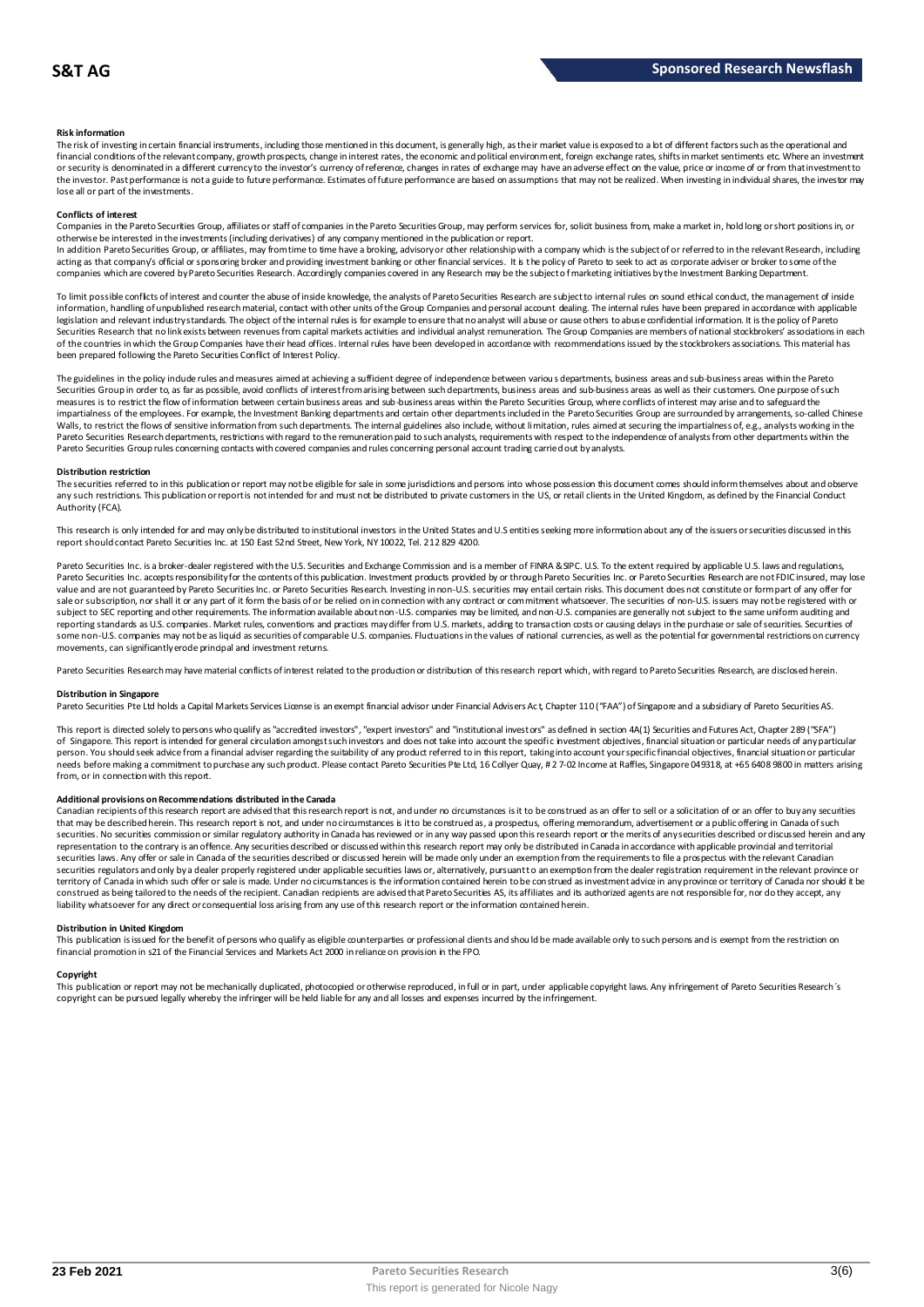#### Risk information

The risk of investing in certain financial instruments, including those mentioned in this document, is generally high, as their market value is exposed to a lot of different factors such as the operational and financial conditions of the relevant company, growth prospects, change in interest rates, the economic and political environment, foreign exchange rates, shifts in market sentiments etc. Where an investment or security is denominated in a different currency to the investor's currency of reference, changes in rates of exchange may have an adverse effect on the value, price or income of or from that investment to the investor. Past performance is not a guide to future performance. Estimates of future performance are based on assumptions that may not be realized. When investing in individual shares, the investor may lose all or part of the investments.

#### Conflicts of interest

Companies in the Pareto Securities Group, affiliates or staff of companies in the Pareto Securities Group, may perform services for, solicit business from, make a market in, hold long or short positions in, or otherwise be interested in the investments (including derivatives) of any company mentioned in the publication or report.

In addition Pareto Securities Group, or affiliates, may from time to time have a broking, advisory or other relationship with a company which is the subject of or referred to in the relevant Research, including acting as that company's official or sponsoring broker and providing investment banking or other financial services. It is the policy of Pareto to seek to act as corporate adviser or broker to some of the companies which are covered by Pareto Securities Research. Accordingly companies covered in any Research may be the subject of marketing initiatives by the Investment Banking Department.

To limit possible conflicts of interest and counter the abuse of inside knowledge, the analysts of Pareto Securities Research are subject to internal rules on sound ethical conduct, the management of inside information, handling of unpublished research material, contact with other units of the Group Companies and personal account dealing. The internal rules have been prepared in accordance with applicable legislation and relevant industry standards. The object of the internal rules is for example to ensure that no analyst will abuse or cause others to abuse confidential information. It is the policy of Pareto Securities Research that no link exists between revenues from capital markets activities and individual analyst remuneration. The Group Companies are members of national stockbrokers' associations in each of the countries in which the Group Companies have their head offices. Internal rules have been developed in accordance with recommendations issued by the stockbrokers associations. This material has been prepared following the Pareto Securities Conflict of Interest Policy.

The guidelines in the policy include rules and measures aimed at achieving a sufficient degree of independence between various departments, business areas and sub-business areas within the Pareto Securities Group in order to, as far as possible, avoid conflicts of interest from arising between such departments, business areas and sub-business areas as well as their customers. One purpose of such measures is to restrict the flow of information between certain business areas and sub-business areas within the Pareto Securities Group, where conflicts of interest may arise and to safeguard the impartialness of the employees. For example, the Investment Banking departments and certain other departments included in the Pareto Securities Group are surrounded by arrangements, so-called Chinese Walls, to restrict the flows of sensitive information from such departments. The internal guidelines also include, without limitation, rules aimed at securing the impartialness of, e.g., analysts working in the Pareto Securities Research departments, restrictions with regard to the remuneration paid to such analysts, requirements with respect to the independence of analysts from other departments within the Pareto Securities Group rules concerning contacts with covered companies and rules concerning personal account trading carried out by analysts.

#### Distribution restriction

The securities referred to in this publication or report may not be eligible for sale in some jurisdictions and persons into whose possession this document comes should inform themselves about and observe any such restrictions. This publication or report is not intended for and must not be distributed to private customers in the US, or retail clients in the United Kingdom, as defined by the Financial Conduct Authority (FCA).

This research is only intended for and may only be distributed to institutional investors in the United States and U.S entities seeking more information about any of the issuers or securities discussed in this report should contact Pareto Securities Inc. at 150 East 52nd Street, New York, NY 10022, Tel. 212 829 4200.

Pareto Securities Inc. is a broker-dealer registered with the U.S. Securities and Exchange Commission and is a member of FINRA & SIPC. U.S. To the extent required by applicable U.S. laws and regulations, Pareto Securities Inc. accepts responsibility for the contents of this publication. Investment products provided by or through Pareto Securities Inc. or Pareto Securities Research are not FDIC insured, may lose value and are not guaranteed by Pareto Securities Inc. or Pareto Securities Research. Investing in non-U.S. securities may entail certain risks. This document does not constitute or form part of any offer for sale or subscription, nor shall it or any part of it form the basis of or be relied on in connection with any contract or commitment whatsoever. The securities of non-U.S. issuers may not be registered with or subject to SEC reporting and other requirements. The information available about non-U.S. companies may be limited, and non-U.S. companies are generally not subject to the same uniform auditing and reporting standards as U.S. companies. Market rules, conventions and practices may differ from U.S. markets, adding to transaction costs or causing delays in the purchase or sale of securities. Securities of some non-U.S. companies may not be as liquid as securities of comparable U.S. companies. Fluctuations in the values of national currencies, as well as the potential for governmental restrictions on currency movements, can significantly erode principal and investment returns.

Pareto Securities Research may have material conflicts of interest related to the production or distribution of this research report which, with regard to Pareto Securities Research, are disclosed herein.

#### Distribution in Singapore

Pareto Securities Pte Ltd holds a Capital Markets Services License is an exempt financial advisor under Financial Advisers Act, Chapter 110 ("FAA") of Singapore and a subsidiary of Pareto Securities AS.

This report is directed solely to persons who qualify as "accredited investors", "expert investors" and "institutional investors" as defined in section 4A(1) Securities and Futures Act, Chapter 289 ("SFA") of Singapore. This report is intended for general circulation amongst such investors and does not take into account the specific investment objectives, financial situation or particular needs of any particular person. You should seek advice from a financial adviser regarding the suitability of any product referred to in this report, taking into account your specific financial objectives, financial situation or particular needs before making a commitment to purchase any such product. Please contact Pareto Securities Pte Ltd, 16 Collyer Quay, # 2 7-02 Income at Raffles, Singapore 049318, at +65 6408 9800 in matters arising from, or in connection with this report.

#### Additional provisions on Recommendations distributed in the Canada

Canadian recipients of this research report are advised that this research report is not, and under no circumstances is it to be construed as an offer to sell or a solicitation of or an offer to buy any securities that may be described herein. This research report is not, and under no circumstances is it to be construed as, a prospectus, offering memorandum, advertisement or a public offering in Canada of such securities. No securities commission or similar regulatory authority in Canada has reviewed or in any way passed upon this research report or the merits of any securities described or discussed herein and any representation to the contrary is an offence. Any securities described or discussed within this research report may only be distributed in Canada in accordance with applicable provincial and territorial securities laws. Any offer or sale in Canada of the securities described or discussed herein will be made only under an exemption from the requirements to file a prospectus with the relevant Canadian securities regulators and only by a dealer properly registered under applicable securities laws or, alternatively, pursuant to an exemption from the dealer registration requirement in the relevant province or territory of Canada in which such offer or sale is made. Under no circumstances is the information contained herein to be construed as investment advice in any province or territory of Canada nor should it be construed as being tailored to the needs of the recipient. Canadian recipients are advised that Pareto Securities AS, its affiliates and its authorized agents are not responsible for, nor do they accept, any liability whatsoever for any direct or consequential loss arising from any use of this research report or the information contained herein.

#### Distribution in United Kingdom

This publication is issued for the benefit of persons who qualify as eligible counterparties or professional clients and should be made available only to such persons and is exempt from the restriction on financial promotion in s21 of the Financial Services and Markets Act 2000 in reliance on provision in the FPO.

#### Copyright

This publication or report may not be mechanically duplicated, photocopied or otherwise reproduced, in full or in part, under applicable copyright laws. Any infringement of Pareto Securities Research´s copyright can be pursued legally whereby the infringer will be held liable for any and all losses and expenses incurred by the infringement.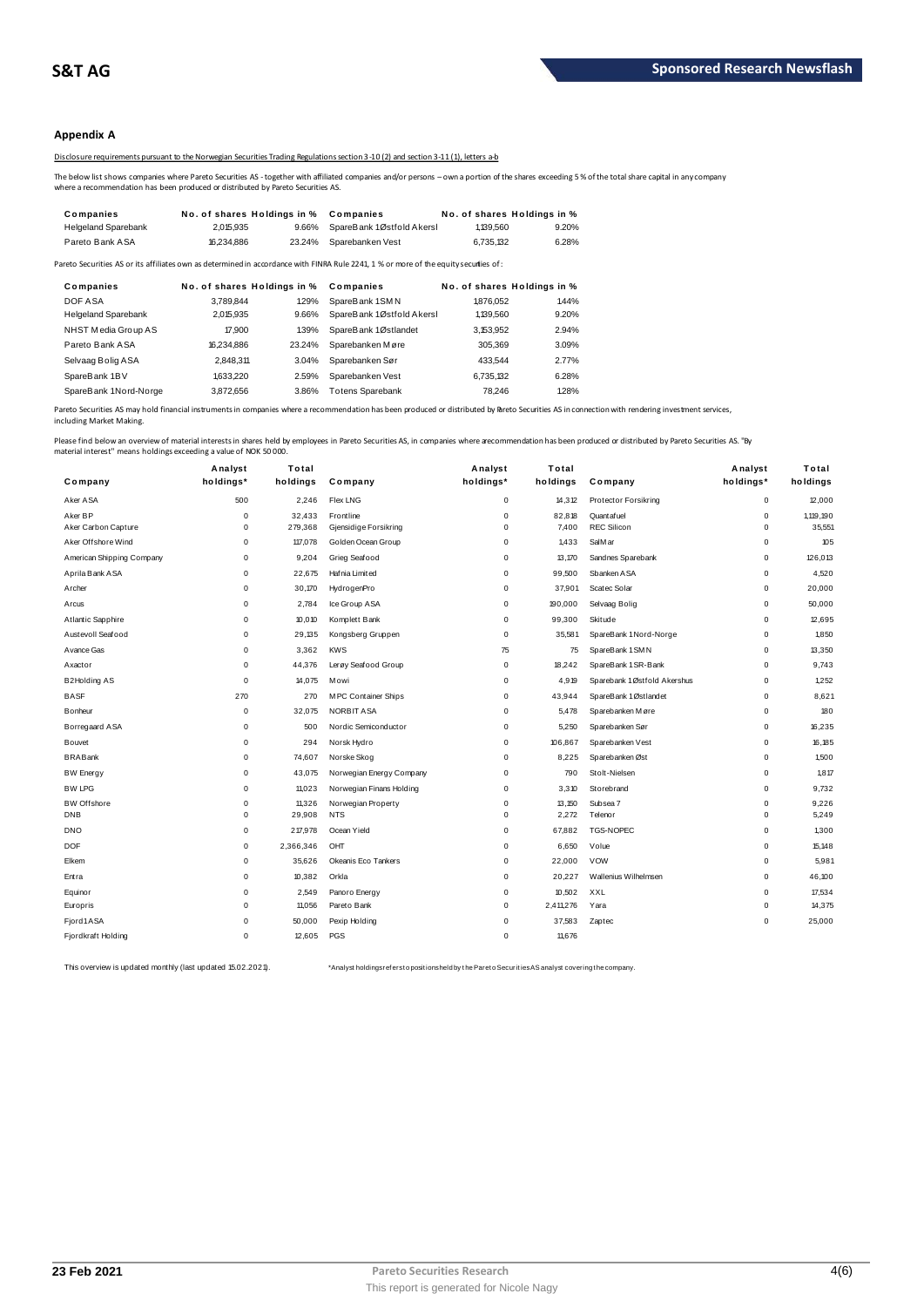## Appendix A

Disclosure requirements pursuant to the Norwegian Securities Trading Regulations section 3-10 (2) and section 3-11 (1), letters a-b

The below list shows companies where Pareto Securities AS - together with affiliated companies and/or persons – own a portion of the shares exceeding 5 % of the total share capital in any company where a recommendation has been produced or distributed by Pareto Securities AS.

| Companies | No. of shares | Holdings in % | Companies | No. of shares | Holdings in % |
|---|---|---|---|---|---|
| Helgeland Sparebank | 2,015,935 | 9.66% | SpareBank 1 Østfold Akersl | 1,139,560 | 9.20% |
| Pareto Bank ASA | 16,234,886 | 23.24% | Sparebanken Vest | 6,735,132 | 6.28% |

Pareto Securities AS or its affiliates own as determined in accordance with FINRA Rule 2241, 1 % or more of the equity securities of :

| Companies | No. of shares | Holdings in % | Companies | No. of shares | Holdings in % |
|---|---|---|---|---|---|
| DOF ASA | 3,789,844 | 1.29% | SpareBank 1 SMN | 1,876,052 | 1.44% |
| Helgeland Sparebank | 2,015,935 | 9.66% | SpareBank 1 Østfold Akersl | 1,139,560 | 9.20% |
| NHST Media Group AS | 17,900 | 1.39% | SpareBank 1 Østlandet | 3,153,952 | 2.94% |
| Pareto Bank ASA | 16,234,886 | 23.24% | Sparebanken Møre | 305,369 | 3.09% |
| Selvaag Bolig ASA | 2,848,311 | 3.04% | Sparebanken Sør | 433,544 | 2.77% |
| SpareBank 1 BV | 1,633,220 | 2.59% | Sparebanken Vest | 6,735,132 | 6.28% |
| SpareBank 1 Nord-Norge | 3,872,656 | 3.86% | Totens Sparebank | 78,246 | 1.28% |

Pareto Securities AS may hold financial instruments in companies where a recommendation has been produced or distributed by Pareto Securities AS in connection with rendering investment services, including Market Making.

Please find below an overview of material interests in shares held by employees in Pareto Securities AS, in companies where a recommendation has been produced or distributed by Pareto Securities AS. "By material interest" means holdings exceeding a value of NOK 50 000.

| Company | Analyst holdings* | Total holdings | Company | Analyst holdings* | Total holdings | Company | Analyst holdings* | Total holdings |
|---|---|---|---|---|---|---|---|---|
| Aker ASA | 500 | 2,246 | Flex LNG | 0 | 14,312 | Protector Forsikring | 0 | 12,000 |
| Aker BP | 0 | 32,433 | Frontline | 0 | 82,818 | Quantafuel | 0 | 1,119,190 |
| Aker Carbon Capture | 0 | 279,368 | Gjensidige Forsikring | 0 | 7,400 | REC Silicon | 0 | 35,551 |
| Aker Offshore Wind | 0 | 117,078 | Golden Ocean Group | 0 | 1,433 | SalMar | 0 | 105 |
| American Shipping Company | 0 | 9,204 | Grieg Seafood | 0 | 13,170 | Sandnes Sparebank | 0 | 126,013 |
| Aprila Bank ASA | 0 | 22,675 | Hafnia Limited | 0 | 99,500 | Sbanken ASA | 0 | 4,520 |
| Archer | 0 | 30,170 | HydrogenPro | 0 | 37,901 | Scatec Solar | 0 | 20,000 |
| Arcus | 0 | 2,784 | Ice Group ASA | 0 | 190,000 | Selvaag Bolig | 0 | 50,000 |
| Atlantic Sapphire | 0 | 10,010 | Komplett Bank | 0 | 99,300 | Skitude | 0 | 12,695 |
| Austevoll Seafood | 0 | 29,135 | Kongsberg Gruppen | 0 | 35,581 | SpareBank 1 Nord-Norge | 0 | 1,850 |
| Avance Gas | 0 | 3,362 | KWS | 75 | 75 | SpareBank 1 SMN | 0 | 13,350 |
| Axactor | 0 | 44,376 | Lerøy Seafood Group | 0 | 18,242 | SpareBank 1 SR-Bank | 0 | 9,743 |
| B2Holding AS | 0 | 14,075 | Mowi | 0 | 4,919 | Sparebank 1 Østfold Akershus | 0 | 1,252 |
| BASF | 270 | 270 | MPC Container Ships | 0 | 43,944 | SpareBank 1 Østlandet | 0 | 8,621 |
| Bonheur | 0 | 32,075 | NORBIT ASA | 0 | 5,478 | Sparebanken Møre | 0 | 180 |
| Borregaard ASA | 0 | 500 | Nordic Semiconductor | 0 | 5,250 | Sparebanken Sør | 0 | 16,235 |
| Bouvet | 0 | 294 | Norsk Hydro | 0 | 106,867 | Sparebanken Vest | 0 | 16,185 |
| BRABank | 0 | 74,607 | Norske Skog | 0 | 8,225 | Sparebanken Øst | 0 | 1,500 |
| BW Energy | 0 | 43,075 | Norwegian Energy Company | 0 | 790 | Stolt-Nielsen | 0 | 1,817 |
| BW LPG | 0 | 11,023 | Norwegian Finans Holding | 0 | 3,310 | Storebrand | 0 | 9,732 |
| BW Offshore | 0 | 11,326 | Norwegian Property | 0 | 13,150 | Subsea 7 | 0 | 9,226 |
| DNB | 0 | 29,908 | NTS | 0 | 2,272 | Telenor | 0 | 5,249 |
| DNO | 0 | 217,978 | Ocean Yield | 0 | 67,882 | TGS-NOPEC | 0 | 1,300 |
| DOF | 0 | 2,366,346 | OHT | 0 | 6,650 | Volue | 0 | 15,148 |
| Elkem | 0 | 35,626 | Okeanis Eco Tankers | 0 | 22,000 | VOW | 0 | 5,981 |
| Entra | 0 | 10,382 | Orkla | 0 | 20,227 | Wallenius Wilhelmsen | 0 | 46,100 |
| Equinor | 0 | 2,549 | Panoro Energy | 0 | 10,502 | XXL | 0 | 17,534 |
| Europris | 0 | 11,056 | Pareto Bank | 0 | 2,411,276 | Yara | 0 | 14,375 |
| Fjord1 ASA | 0 | 50,000 | Pexip Holding | 0 | 37,583 | Zaptec | 0 | 25,000 |
| Fjordkraft Holding | 0 | 12,605 | PGS | 0 | 11,676 | | | |

This overview is updated monthly (last updated 15.02.2021).

*Analyst holdings refers to positions held by the Pareto Securities AS analyst covering the company.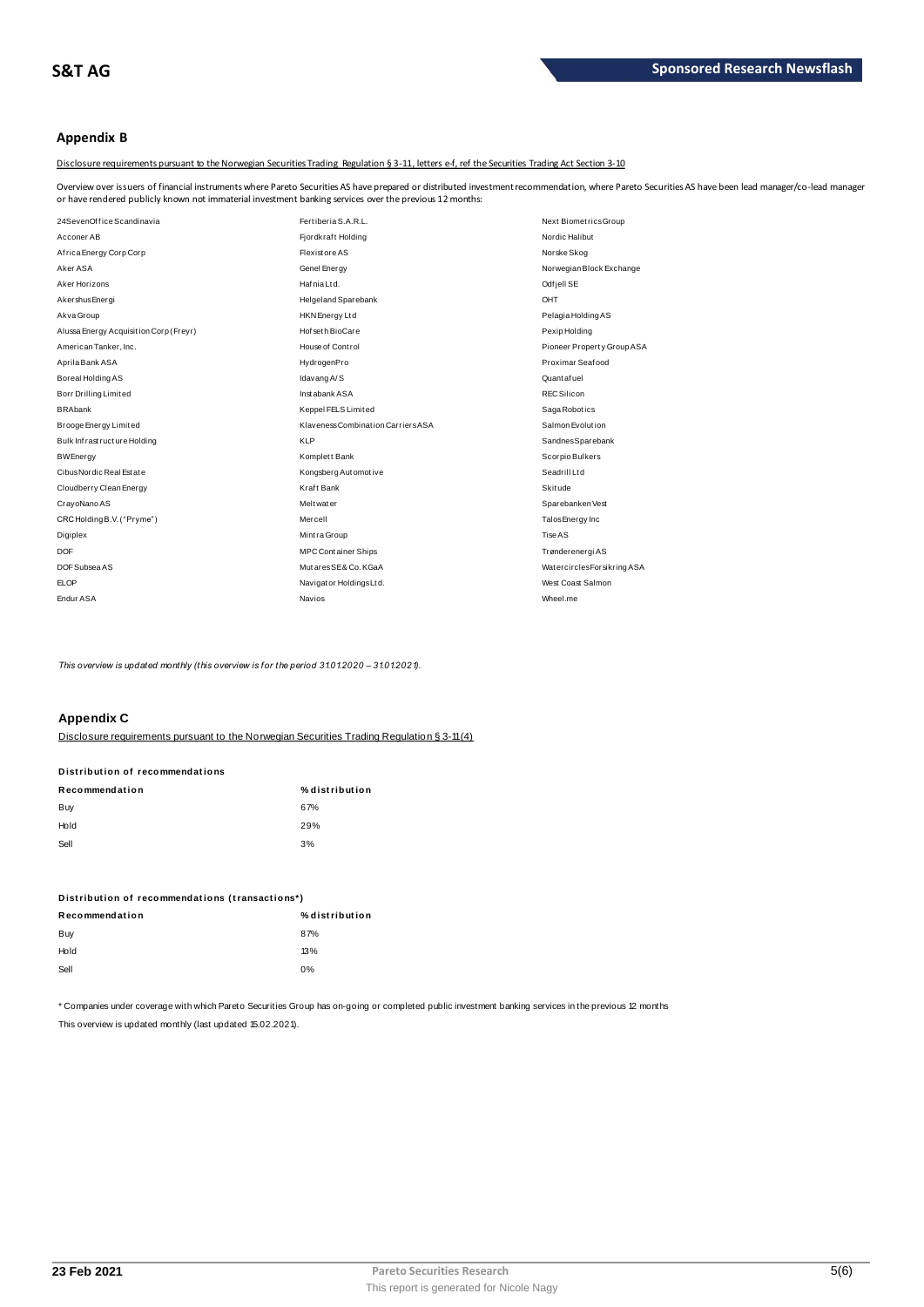## Appendix B

Disclosure requirements pursuant to the Norwegian Securities Trading Regulation § 3-11, letters e-f, ref the Securities Trading Act Section 3-10

Overview over issuers of financial instruments where Pareto Securities AS have prepared or distributed investment recommendation, where Pareto Securities AS have been lead manager/co-lead manager or have rendered publicly known not immaterial investment banking services over the previous 12 months:

| | | |
|---|---|---|
| 24SevenOffice Scandinavia | Fertiberia S.A.R.L. | Next Biometrics Group |
| Acconer AB | Fjordkraft Holding | Nordic Halibut |
| Africa Energy Corp Corp | Flexistore AS | Norske Skog |
| Aker ASA | Genel Energy | Norwegian Block Exchange |
| Aker Horizons | Hafnia Ltd. | Odfjell SE |
| Akershus Energi | Helgeland Sparebank | OHT |
| Akva Group | HKN Energy Ltd | Pelagia Holding AS |
| Alussa Energy Acquisition Corp (Freyr) | Hofseth BioCare | Pexip Holding |
| American Tanker, Inc. | House of Control | Pioneer Property Group ASA |
| Aprila Bank ASA | HydrogenPro | Proximar Seafood |
| Boreal Holding AS | Idavang A/S | Quantafuel |
| Borr Drilling Limited | Instabank ASA | REC Silicon |
| BRAbank | Keppel FELS Limited | Saga Robotics |
| Brooge Energy Limited | Klaveness Combination Carriers ASA | Salmon Evolution |
| Bulk Infrastructure Holding | KLP | Sandnes Sparebank |
| BW Energy | Komplett Bank | Scorpio Bulkers |
| Cibus Nordic Real Estate | Kongsberg Automotive | Seadrill Ltd |
| Cloudberry Clean Energy | Kraft Bank | Skitude |
| CrayoNano AS | Meltwater | Sparebanken Vest |
| CRC Holding B.V. ("Pryme") | Mercell | Talos Energy Inc |
| Digiplex | Mintra Group | Tise AS |
| DOF | MPC Container Ships | Trønderenergi AS |
| DOF Subsea AS | Mutares SE & Co. KGaA | Watercircles Forsikring ASA |
| ELOP | Navigator Holdings Ltd. | West Coast Salmon |
| Endur ASA | Navios | Wheel.me |

*This overview is updated monthly (this overview is for the period 31.01.2020 – 31.01.2021).*

## Appendix C

Disclosure requirements pursuant to the Norwegian Securities Trading Regulation § 3-11(4)

**Distribution of recommendations**

| Recommendation | % distribution |
|---|---|
| Buy | 67% |
| Hold | 29% |
| Sell | 3% |

**Distribution of recommendations (transactions*)**

| Recommendation | % distribution |
|---|---|
| Buy | 87% |
| Hold | 13% |
| Sell | 0% |

* Companies under coverage with which Pareto Securities Group has on-going or completed public investment banking services in the previous 12 months

This overview is updated monthly (last updated 15.02.2021).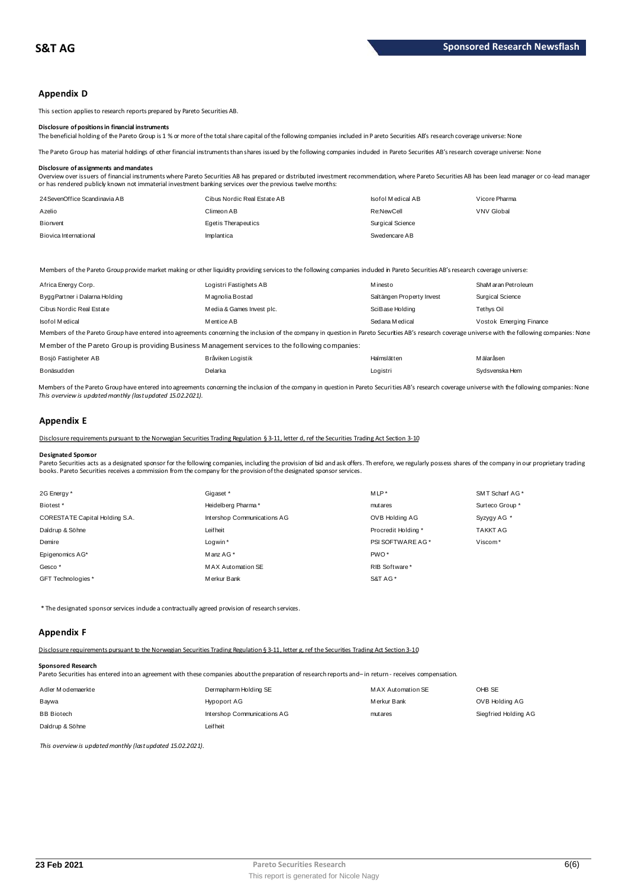## Appendix D

This section applies to research reports prepared by Pareto Securities AB.

**Disclosure of positions in financial instruments**

The beneficial holding of the Pareto Group is 1 % or more of the total share capital of the following companies included in Pareto Securities AB's research coverage universe: None

The Pareto Group has material holdings of other financial instruments than shares issued by the following companies included in Pareto Securities AB's research coverage universe: None

**Disclosure of assignments and mandates**

Overview over issuers of financial instruments where Pareto Securities AB has prepared or distributed investment recommendation, where Pareto Securities AB has been lead manager or co-lead manager or has rendered publicly known not immaterial investment banking services over the previous twelve months:

| | | | |
|---|---|---|---|
| 24SevenOffice Scandinavia AB | Cibus Nordic Real Estate AB | Isofol Medical AB | Vicore Pharma |
| Azelio | Climeon AB | Re:NewCell | VNV Global |
| Bionvent | Egetis Therapeutics | Surgical Science | |
| Biovica International | Implantica | Swedencare AB | |

Members of the Pareto Group provide market making or other liquidity providing services to the following companies included in Pareto Securities AB's research coverage universe:

| | | | |
|---|---|---|---|
| Africa Energy Corp. | Logistri Fastighets AB | Minesto | ShaMaran Petroleum |
| ByggPartner i Dalarna Holding | Magnolia Bostad | Saltängen Property Invest | Surgical Science |
| Cibus Nordic Real Estate | Media & Games Invest plc. | SciBase Holding | Tethys Oil |
| Isofol Medical | Mentice AB | Sedana Medical | Vostok Emerging Finance |

Members of the Pareto Group have entered into agreements concerning the inclusion of the company in question in Pareto Securities AB's research coverage universe with the following companies: None

Member of the Pareto Group is providing Business Management services to the following companies:

| | | | |
|---|---|---|---|
| Bosjö Fastigheter AB | Bråviken Logistik | Halmslätten | Mälaråsen |
| Bonäsudden | Delarka | Logistri | Sydsvenska Hem |

Members of the Pareto Group have entered into agreements concerning the inclusion of the company in question in Pareto Securities AB's research coverage universe with the following companies: None

*This overview is updated monthly (last updated 15.02.2021).*

## Appendix E

Disclosure requirements pursuant to the Norwegian Securities Trading Regulation § 3-11, letter d, ref the Securities Trading Act Section 3-10

**Designated Sponsor**

Pareto Securities acts as a designated sponsor for the following companies, including the provision of bid and ask offers. Therefore, we regularly possess shares of the company in our proprietary trading books. Pareto Securities receives a commission from the company for the provision of the designated sponsor services.

| | | | |
|---|---|---|---|
| 2G Energy * | Gigaset * | MLP * | SMT Scharf AG * |
| Biotest * | Heidelberg Pharma * | mutares | Surteco Group * |
| CORESTATE Capital Holding S.A. | Intershop Communications AG | OVB Holding AG | Syzygy AG * |
| Daldrup & Söhne | Leifheit | Procredit Holding * | TAKKT AG |
| Demire | Logwin * | PSI SOFTWARE AG * | Viscom * |
| Epigenomics AG* | Manz AG * | PWO * | |
| Gesco * | MAX Automation SE | RIB Software * | |
| GFT Technologies * | Merkur Bank | S&T AG * | |

\* The designated sponsor services include a contractually agreed provision of research services.

## Appendix F

Disclosure requirements pursuant to the Norwegian Securities Trading Regulation § 3-11, letter g, ref the Securities Trading Act Section 3-10

**Sponsored Research**

Pareto Securities has entered into an agreement with these companies about the preparation of research reports and – in return - receives compensation.

| | | | |
|---|---|---|---|
| Adler Modemaerkte | Dermapharm Holding SE | MAX Automation SE | OHB SE |
| Baywa | Hypoport AG | Merkur Bank | OVB Holding AG |
| BB Biotech | Intershop Communications AG | mutares | Siegfried Holding AG |
| Daldrup & Söhne | Leifheit | | |

*This overview is updated monthly (last updated 15.02.2021).*